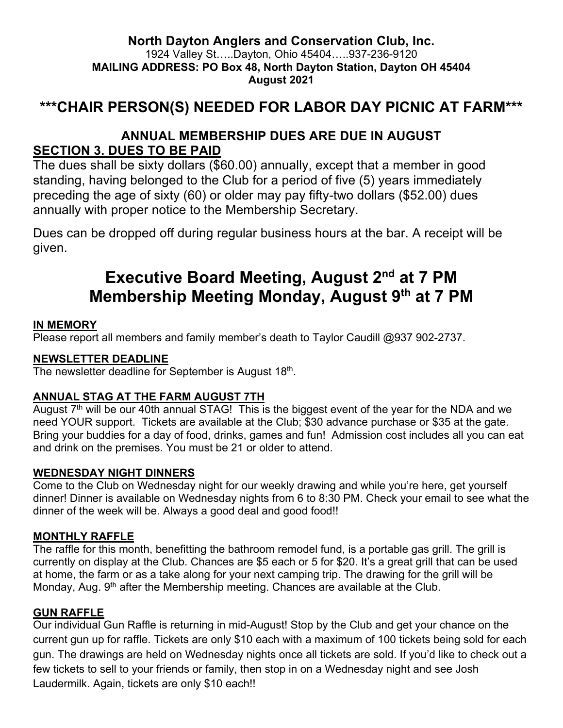**North Dayton Anglers and Conservation Club, Inc.**
1924 Valley St…..Dayton, Ohio 45404…..937-236-9120
**MAILING ADDRESS: PO Box 48, North Dayton Station, Dayton OH 45404**
**August 2021**

## ***CHAIR PERSON(S) NEEDED FOR LABOR DAY PICNIC AT FARM***

### ANNUAL MEMBERSHIP DUES ARE DUE IN AUGUST

### SECTION 3. DUES TO BE PAID

The dues shall be sixty dollars ($60.00) annually, except that a member in good standing, having belonged to the Club for a period of five (5) years immediately preceding the age of sixty (60) or older may pay fifty-two dollars ($52.00) dues annually with proper notice to the Membership Secretary.

Dues can be dropped off during regular business hours at the bar. A receipt will be given.

# Executive Board Meeting, August 2nd at 7 PM
# Membership Meeting Monday, August 9th at 7 PM

### IN MEMORY

Please report all members and family member's death to Taylor Caudill @937 902-2737.

### NEWSLETTER DEADLINE

The newsletter deadline for September is August 18th.

### ANNUAL STAG AT THE FARM AUGUST 7TH

August 7th will be our 40th annual STAG! This is the biggest event of the year for the NDA and we need YOUR support. Tickets are available at the Club; $30 advance purchase or $35 at the gate. Bring your buddies for a day of food, drinks, games and fun! Admission cost includes all you can eat and drink on the premises. You must be 21 or older to attend.

### WEDNESDAY NIGHT DINNERS

Come to the Club on Wednesday night for our weekly drawing and while you're here, get yourself dinner! Dinner is available on Wednesday nights from 6 to 8:30 PM. Check your email to see what the dinner of the week will be. Always a good deal and good food!!

### MONTHLY RAFFLE

The raffle for this month, benefitting the bathroom remodel fund, is a portable gas grill. The grill is currently on display at the Club. Chances are $5 each or 5 for $20. It's a great grill that can be used at home, the farm or as a take along for your next camping trip. The drawing for the grill will be Monday, Aug. 9th after the Membership meeting. Chances are available at the Club.

### GUN RAFFLE

Our individual Gun Raffle is returning in mid-August! Stop by the Club and get your chance on the current gun up for raffle. Tickets are only $10 each with a maximum of 100 tickets being sold for each gun. The drawings are held on Wednesday nights once all tickets are sold. If you'd like to check out a few tickets to sell to your friends or family, then stop in on a Wednesday night and see Josh Laudermilk. Again, tickets are only $10 each!!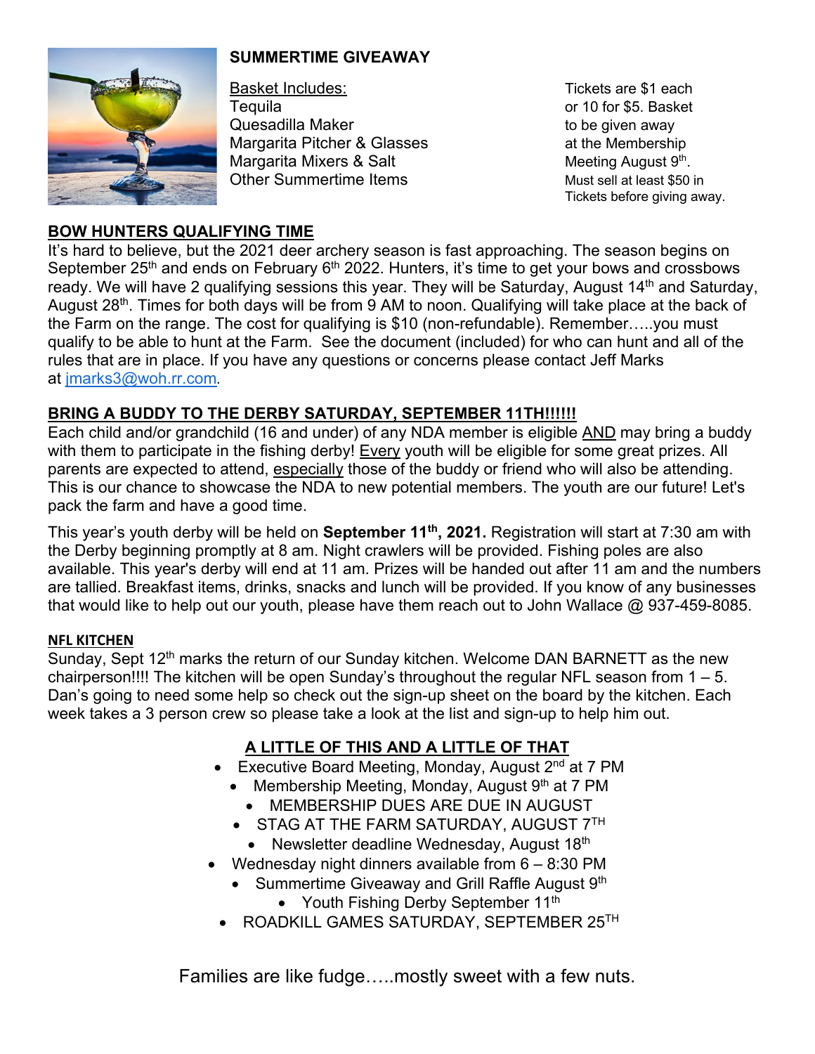## SUMMERTIME GIVEAWAY

Basket Includes:
Tequila
Quesadilla Maker
Margarita Pitcher & Glasses
Margarita Mixers & Salt
Other Summertime Items

Tickets are $1 each or 10 for $5. Basket to be given away at the Membership Meeting August 9th. Must sell at least $50 in Tickets before giving away.

## BOW HUNTERS QUALIFYING TIME

It's hard to believe, but the 2021 deer archery season is fast approaching. The season begins on September 25th and ends on February 6th 2022. Hunters, it's time to get your bows and crossbows ready. We will have 2 qualifying sessions this year. They will be Saturday, August 14th and Saturday, August 28th. Times for both days will be from 9 AM to noon. Qualifying will take place at the back of the Farm on the range. The cost for qualifying is $10 (non-refundable). Remember…..you must qualify to be able to hunt at the Farm. See the document (included) for who can hunt and all of the rules that are in place. If you have any questions or concerns please contact Jeff Marks at jmarks3@woh.rr.com.

## BRING A BUDDY TO THE DERBY SATURDAY, SEPTEMBER 11TH!!!!!!

Each child and/or grandchild (16 and under) of any NDA member is eligible AND may bring a buddy with them to participate in the fishing derby! Every youth will be eligible for some great prizes. All parents are expected to attend, especially those of the buddy or friend who will also be attending. This is our chance to showcase the NDA to new potential members. The youth are our future! Let's pack the farm and have a good time.

This year's youth derby will be held on **September 11th, 2021.** Registration will start at 7:30 am with the Derby beginning promptly at 8 am. Night crawlers will be provided. Fishing poles are also available. This year's derby will end at 11 am. Prizes will be handed out after 11 am and the numbers are tallied. Breakfast items, drinks, snacks and lunch will be provided. If you know of any businesses that would like to help out our youth, please have them reach out to John Wallace @ 937-459-8085.

### NFL KITCHEN

Sunday, Sept 12th marks the return of our Sunday kitchen. Welcome DAN BARNETT as the new chairperson!!!! The kitchen will be open Sunday's throughout the regular NFL season from 1 – 5. Dan's going to need some help so check out the sign-up sheet on the board by the kitchen. Each week takes a 3 person crew so please take a look at the list and sign-up to help him out.

## A LITTLE OF THIS AND A LITTLE OF THAT

- Executive Board Meeting, Monday, August 2nd at 7 PM
- Membership Meeting, Monday, August 9th at 7 PM
- MEMBERSHIP DUES ARE DUE IN AUGUST
- STAG AT THE FARM SATURDAY, AUGUST 7TH
- Newsletter deadline Wednesday, August 18th
- Wednesday night dinners available from 6 – 8:30 PM
- Summertime Giveaway and Grill Raffle August 9th
- Youth Fishing Derby September 11th
- ROADKILL GAMES SATURDAY, SEPTEMBER 25TH

Families are like fudge…..mostly sweet with a few nuts.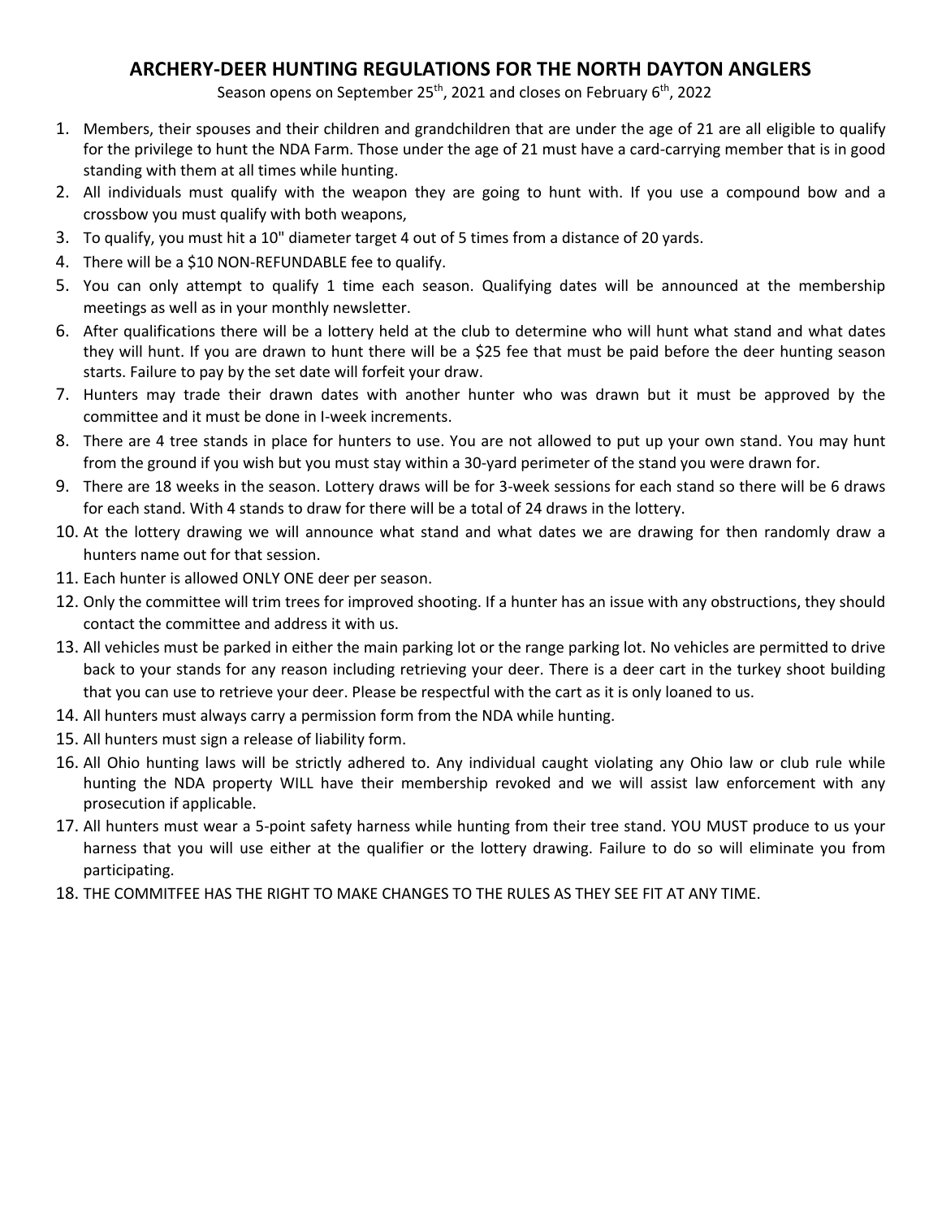## ARCHERY-DEER HUNTING REGULATIONS FOR THE NORTH DAYTON ANGLERS

Season opens on September 25th, 2021 and closes on February 6th, 2022

1. Members, their spouses and their children and grandchildren that are under the age of 21 are all eligible to qualify for the privilege to hunt the NDA Farm. Those under the age of 21 must have a card-carrying member that is in good standing with them at all times while hunting.
2. All individuals must qualify with the weapon they are going to hunt with. If you use a compound bow and a crossbow you must qualify with both weapons,
3. To qualify, you must hit a 10" diameter target 4 out of 5 times from a distance of 20 yards.
4. There will be a $10 NON-REFUNDABLE fee to qualify.
5. You can only attempt to qualify 1 time each season. Qualifying dates will be announced at the membership meetings as well as in your monthly newsletter.
6. After qualifications there will be a lottery held at the club to determine who will hunt what stand and what dates they will hunt. If you are drawn to hunt there will be a $25 fee that must be paid before the deer hunting season starts. Failure to pay by the set date will forfeit your draw.
7. Hunters may trade their drawn dates with another hunter who was drawn but it must be approved by the committee and it must be done in I-week increments.
8. There are 4 tree stands in place for hunters to use. You are not allowed to put up your own stand. You may hunt from the ground if you wish but you must stay within a 30-yard perimeter of the stand you were drawn for.
9. There are 18 weeks in the season. Lottery draws will be for 3-week sessions for each stand so there will be 6 draws for each stand. With 4 stands to draw for there will be a total of 24 draws in the lottery.
10. At the lottery drawing we will announce what stand and what dates we are drawing for then randomly draw a hunters name out for that session.
11. Each hunter is allowed ONLY ONE deer per season.
12. Only the committee will trim trees for improved shooting. If a hunter has an issue with any obstructions, they should contact the committee and address it with us.
13. All vehicles must be parked in either the main parking lot or the range parking lot. No vehicles are permitted to drive back to your stands for any reason including retrieving your deer. There is a deer cart in the turkey shoot building that you can use to retrieve your deer. Please be respectful with the cart as it is only loaned to us.
14. All hunters must always carry a permission form from the NDA while hunting.
15. All hunters must sign a release of liability form.
16. All Ohio hunting laws will be strictly adhered to. Any individual caught violating any Ohio law or club rule while hunting the NDA property WILL have their membership revoked and we will assist law enforcement with any prosecution if applicable.
17. All hunters must wear a 5-point safety harness while hunting from their tree stand. YOU MUST produce to us your harness that you will use either at the qualifier or the lottery drawing. Failure to do so will eliminate you from participating.
18. THE COMMITFEE HAS THE RIGHT TO MAKE CHANGES TO THE RULES AS THEY SEE FIT AT ANY TIME.